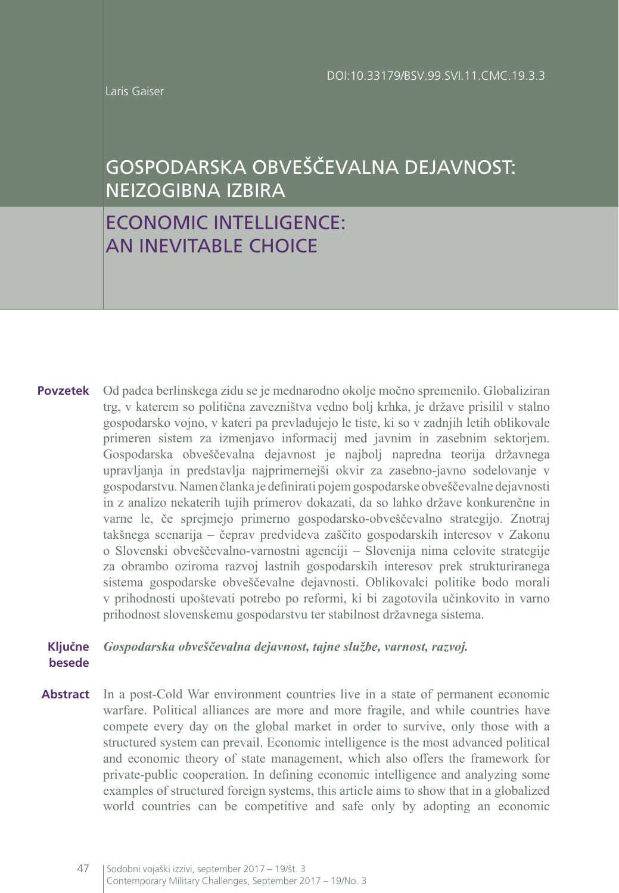DOI:10.33179/BSV.99.SVI.11.CMC.19.3.3

Laris Gaiser

# GOSPODARSKA OBVEŠČEVALNA DEJAVNOST: NEIZOGIBNA IZBIRA

# ECONOMIC INTELLIGENCE: AN INEVITABLE CHOICE

**Povzetek** Od padca berlinskega zidu se je mednarodno okolje močno spremenilo. Globaliziran trg, v katerem so politična zavezništva vedno bolj krhka, je države prisilil v stalno gospodarsko vojno, v kateri pa prevladujejo le tiste, ki so v zadnjih letih oblikovale primeren sistem za izmenjavo informacij med javnim in zasebnim sektorjem. Gospodarska obveščevalna dejavnost je najbolj napredna teorija državnega upravljanja in predstavlja najprimernejši okvir za zasebno-javno sodelovanje v gospodarstvu. Namen članka je definirati pojem gospodarske obveščevalne dejavnosti in z analizo nekaterih tujih primerov dokazati, da so lahko države konkurenčne in varne le, če sprejmejo primerno gospodarsko-obveščevalno strategijo. Znotraj takšnega scenarija – čeprav predvideva zaščito gospodarskih interesov v Zakonu o Slovenski obveščevalno-varnostni agenciji – Slovenija nima celovite strategije za obrambo oziroma razvoj lastnih gospodarskih interesov prek strukturiranega sistema gospodarske obveščevalne dejavnosti. Oblikovalci politike bodo morali v prihodnosti upoštevati potrebo po reformi, ki bi zagotovila učinkovito in varno prihodnost slovenskemu gospodarstvu ter stabilnost državnega sistema.

**Ključne besede** *Gospodarska obveščevalna dejavnost, tajne službe, varnost, razvoj.*

**Abstract** In a post-Cold War environment countries live in a state of permanent economic warfare. Political alliances are more and more fragile, and while countries have compete every day on the global market in order to survive, only those with a structured system can prevail. Economic intelligence is the most advanced political and economic theory of state management, which also offers the framework for private-public cooperation. In defining economic intelligence and analyzing some examples of structured foreign systems, this article aims to show that in a globalized world countries can be competitive and safe only by adopting an economic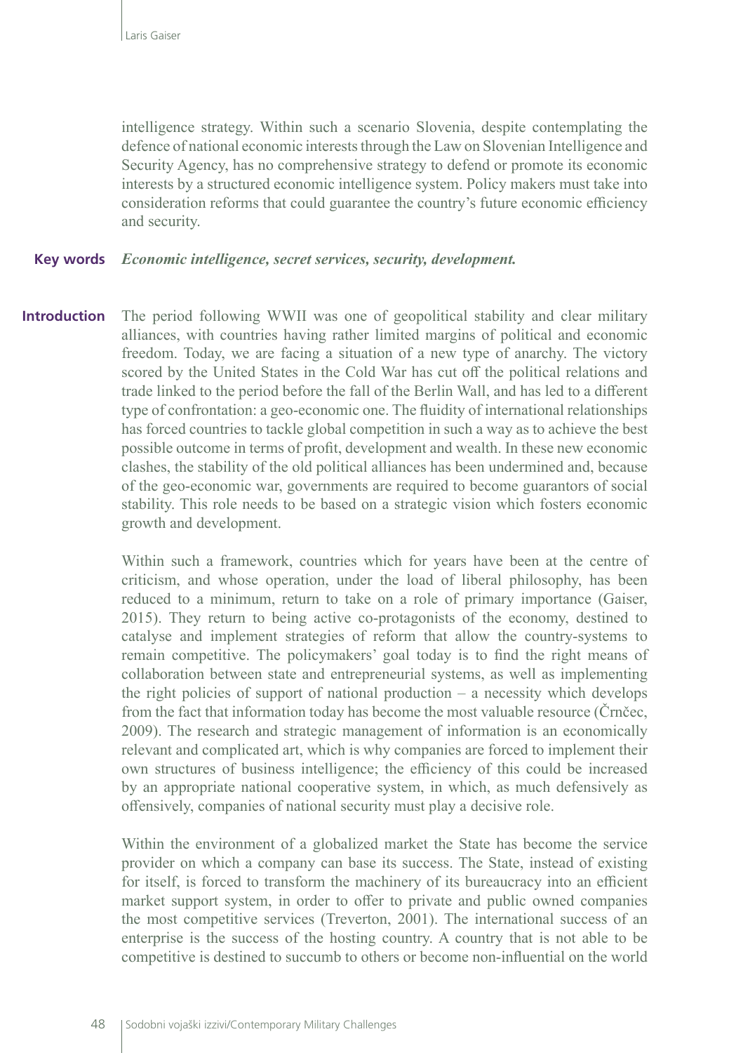intelligence strategy. Within such a scenario Slovenia, despite contemplating the defence of national economic interests through the Law on Slovenian Intelligence and Security Agency, has no comprehensive strategy to defend or promote its economic interests by a structured economic intelligence system. Policy makers must take into consideration reforms that could guarantee the country's future economic efficiency and security.

**Key words** ***Economic intelligence, secret services, security, development.***

## Introduction

The period following WWII was one of geopolitical stability and clear military alliances, with countries having rather limited margins of political and economic freedom. Today, we are facing a situation of a new type of anarchy. The victory scored by the United States in the Cold War has cut off the political relations and trade linked to the period before the fall of the Berlin Wall, and has led to a different type of confrontation: a geo-economic one. The fluidity of international relationships has forced countries to tackle global competition in such a way as to achieve the best possible outcome in terms of profit, development and wealth. In these new economic clashes, the stability of the old political alliances has been undermined and, because of the geo-economic war, governments are required to become guarantors of social stability. This role needs to be based on a strategic vision which fosters economic growth and development.

Within such a framework, countries which for years have been at the centre of criticism, and whose operation, under the load of liberal philosophy, has been reduced to a minimum, return to take on a role of primary importance (Gaiser, 2015). They return to being active co-protagonists of the economy, destined to catalyse and implement strategies of reform that allow the country-systems to remain competitive. The policymakers' goal today is to find the right means of collaboration between state and entrepreneurial systems, as well as implementing the right policies of support of national production – a necessity which develops from the fact that information today has become the most valuable resource (Črnčec, 2009). The research and strategic management of information is an economically relevant and complicated art, which is why companies are forced to implement their own structures of business intelligence; the efficiency of this could be increased by an appropriate national cooperative system, in which, as much defensively as offensively, companies of national security must play a decisive role.

Within the environment of a globalized market the State has become the service provider on which a company can base its success. The State, instead of existing for itself, is forced to transform the machinery of its bureaucracy into an efficient market support system, in order to offer to private and public owned companies the most competitive services (Treverton, 2001). The international success of an enterprise is the success of the hosting country. A country that is not able to be competitive is destined to succumb to others or become non-influential on the world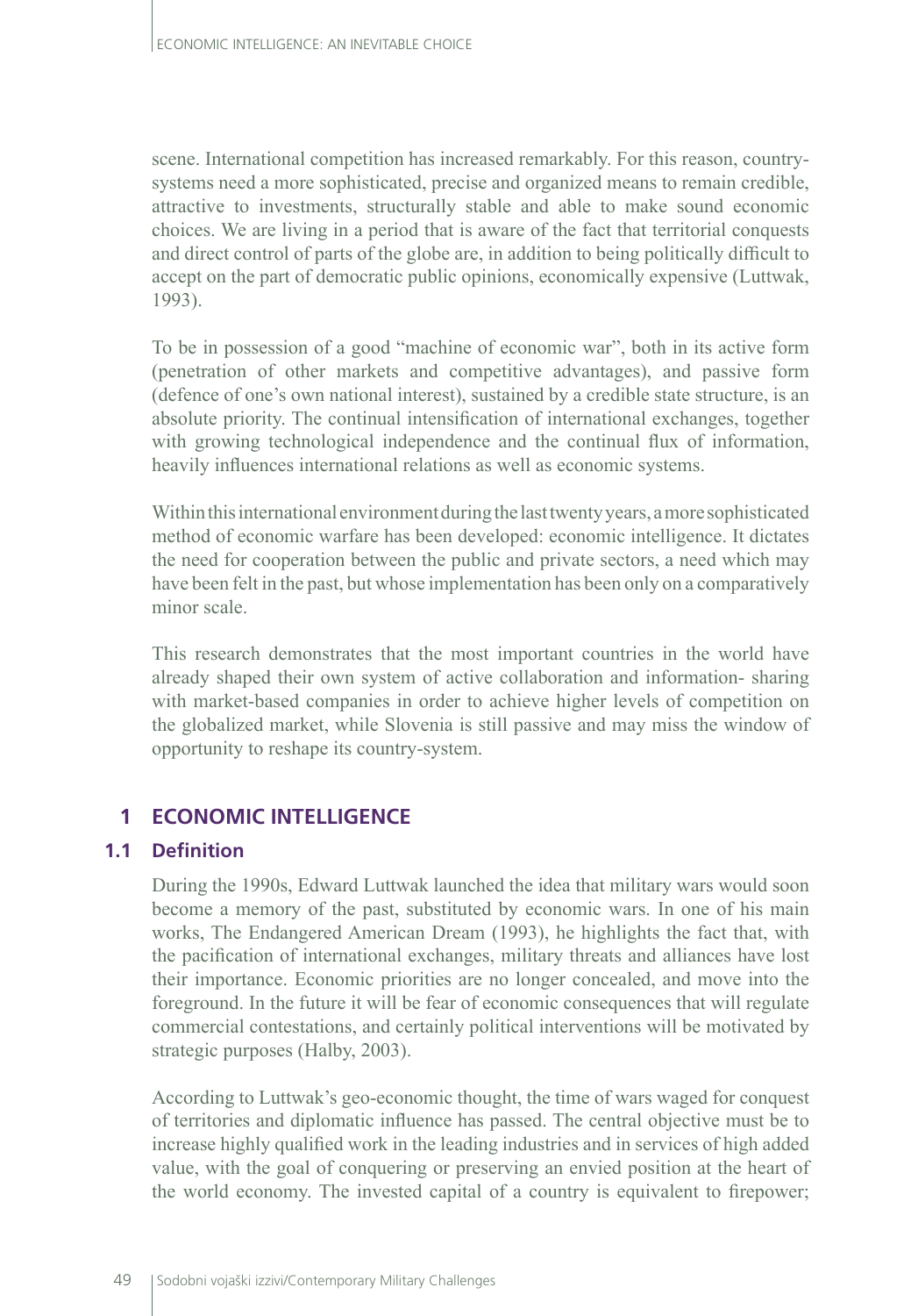scene. International competition has increased remarkably. For this reason, country-systems need a more sophisticated, precise and organized means to remain credible, attractive to investments, structurally stable and able to make sound economic choices. We are living in a period that is aware of the fact that territorial conquests and direct control of parts of the globe are, in addition to being politically difficult to accept on the part of democratic public opinions, economically expensive (Luttwak, 1993).

To be in possession of a good "machine of economic war", both in its active form (penetration of other markets and competitive advantages), and passive form (defence of one's own national interest), sustained by a credible state structure, is an absolute priority. The continual intensification of international exchanges, together with growing technological independence and the continual flux of information, heavily influences international relations as well as economic systems.

Within this international environment during the last twenty years, a more sophisticated method of economic warfare has been developed: economic intelligence. It dictates the need for cooperation between the public and private sectors, a need which may have been felt in the past, but whose implementation has been only on a comparatively minor scale.

This research demonstrates that the most important countries in the world have already shaped their own system of active collaboration and information- sharing with market-based companies in order to achieve higher levels of competition on the globalized market, while Slovenia is still passive and may miss the window of opportunity to reshape its country-system.

## 1 ECONOMIC INTELLIGENCE

### 1.1 Definition

During the 1990s, Edward Luttwak launched the idea that military wars would soon become a memory of the past, substituted by economic wars. In one of his main works, The Endangered American Dream (1993), he highlights the fact that, with the pacification of international exchanges, military threats and alliances have lost their importance. Economic priorities are no longer concealed, and move into the foreground. In the future it will be fear of economic consequences that will regulate commercial contestations, and certainly political interventions will be motivated by strategic purposes (Halby, 2003).

According to Luttwak's geo-economic thought, the time of wars waged for conquest of territories and diplomatic influence has passed. The central objective must be to increase highly qualified work in the leading industries and in services of high added value, with the goal of conquering or preserving an envied position at the heart of the world economy. The invested capital of a country is equivalent to firepower;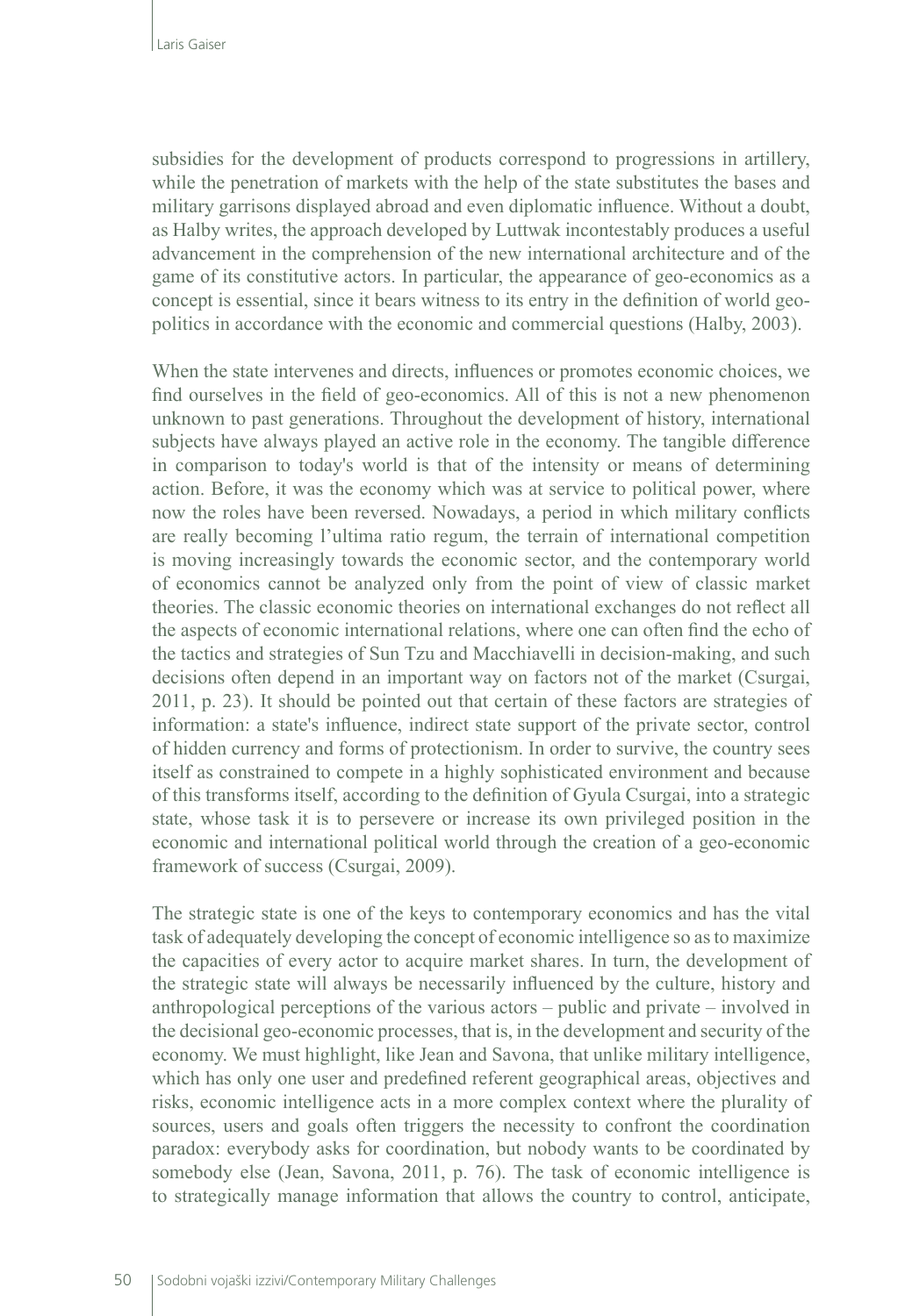subsidies for the development of products correspond to progressions in artillery, while the penetration of markets with the help of the state substitutes the bases and military garrisons displayed abroad and even diplomatic influence. Without a doubt, as Halby writes, the approach developed by Luttwak incontestably produces a useful advancement in the comprehension of the new international architecture and of the game of its constitutive actors. In particular, the appearance of geo-economics as a concept is essential, since it bears witness to its entry in the definition of world geo-politics in accordance with the economic and commercial questions (Halby, 2003).

When the state intervenes and directs, influences or promotes economic choices, we find ourselves in the field of geo-economics. All of this is not a new phenomenon unknown to past generations. Throughout the development of history, international subjects have always played an active role in the economy. The tangible difference in comparison to today's world is that of the intensity or means of determining action. Before, it was the economy which was at service to political power, where now the roles have been reversed. Nowadays, a period in which military conflicts are really becoming l'ultima ratio regum, the terrain of international competition is moving increasingly towards the economic sector, and the contemporary world of economics cannot be analyzed only from the point of view of classic market theories. The classic economic theories on international exchanges do not reflect all the aspects of economic international relations, where one can often find the echo of the tactics and strategies of Sun Tzu and Macchiavelli in decision-making, and such decisions often depend in an important way on factors not of the market (Csurgai, 2011, p. 23). It should be pointed out that certain of these factors are strategies of information: a state's influence, indirect state support of the private sector, control of hidden currency and forms of protectionism. In order to survive, the country sees itself as constrained to compete in a highly sophisticated environment and because of this transforms itself, according to the definition of Gyula Csurgai, into a strategic state, whose task it is to persevere or increase its own privileged position in the economic and international political world through the creation of a geo-economic framework of success (Csurgai, 2009).

The strategic state is one of the keys to contemporary economics and has the vital task of adequately developing the concept of economic intelligence so as to maximize the capacities of every actor to acquire market shares. In turn, the development of the strategic state will always be necessarily influenced by the culture, history and anthropological perceptions of the various actors – public and private – involved in the decisional geo-economic processes, that is, in the development and security of the economy. We must highlight, like Jean and Savona, that unlike military intelligence, which has only one user and predefined referent geographical areas, objectives and risks, economic intelligence acts in a more complex context where the plurality of sources, users and goals often triggers the necessity to confront the coordination paradox: everybody asks for coordination, but nobody wants to be coordinated by somebody else (Jean, Savona, 2011, p. 76). The task of economic intelligence is to strategically manage information that allows the country to control, anticipate,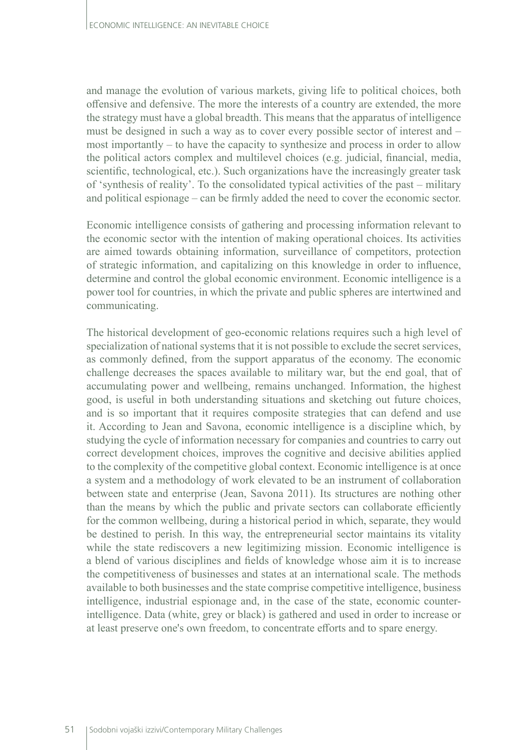and manage the evolution of various markets, giving life to political choices, both offensive and defensive. The more the interests of a country are extended, the more the strategy must have a global breadth. This means that the apparatus of intelligence must be designed in such a way as to cover every possible sector of interest and – most importantly – to have the capacity to synthesize and process in order to allow the political actors complex and multilevel choices (e.g. judicial, financial, media, scientific, technological, etc.). Such organizations have the increasingly greater task of 'synthesis of reality'. To the consolidated typical activities of the past – military and political espionage – can be firmly added the need to cover the economic sector.

Economic intelligence consists of gathering and processing information relevant to the economic sector with the intention of making operational choices. Its activities are aimed towards obtaining information, surveillance of competitors, protection of strategic information, and capitalizing on this knowledge in order to influence, determine and control the global economic environment. Economic intelligence is a power tool for countries, in which the private and public spheres are intertwined and communicating.

The historical development of geo-economic relations requires such a high level of specialization of national systems that it is not possible to exclude the secret services, as commonly defined, from the support apparatus of the economy. The economic challenge decreases the spaces available to military war, but the end goal, that of accumulating power and wellbeing, remains unchanged. Information, the highest good, is useful in both understanding situations and sketching out future choices, and is so important that it requires composite strategies that can defend and use it. According to Jean and Savona, economic intelligence is a discipline which, by studying the cycle of information necessary for companies and countries to carry out correct development choices, improves the cognitive and decisive abilities applied to the complexity of the competitive global context. Economic intelligence is at once a system and a methodology of work elevated to be an instrument of collaboration between state and enterprise (Jean, Savona 2011). Its structures are nothing other than the means by which the public and private sectors can collaborate efficiently for the common wellbeing, during a historical period in which, separate, they would be destined to perish. In this way, the entrepreneurial sector maintains its vitality while the state rediscovers a new legitimizing mission. Economic intelligence is a blend of various disciplines and fields of knowledge whose aim it is to increase the competitiveness of businesses and states at an international scale. The methods available to both businesses and the state comprise competitive intelligence, business intelligence, industrial espionage and, in the case of the state, economic counter-intelligence. Data (white, grey or black) is gathered and used in order to increase or at least preserve one's own freedom, to concentrate efforts and to spare energy.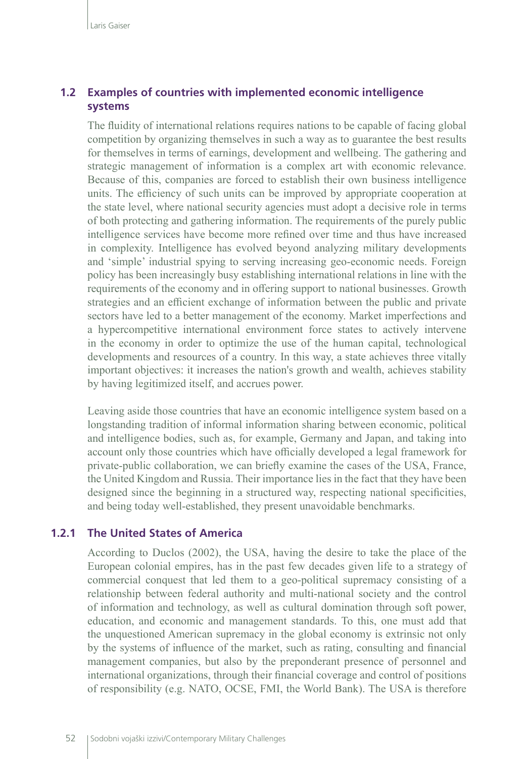## 1.2 Examples of countries with implemented economic intelligence systems

The fluidity of international relations requires nations to be capable of facing global competition by organizing themselves in such a way as to guarantee the best results for themselves in terms of earnings, development and wellbeing. The gathering and strategic management of information is a complex art with economic relevance. Because of this, companies are forced to establish their own business intelligence units. The efficiency of such units can be improved by appropriate cooperation at the state level, where national security agencies must adopt a decisive role in terms of both protecting and gathering information. The requirements of the purely public intelligence services have become more refined over time and thus have increased in complexity. Intelligence has evolved beyond analyzing military developments and 'simple' industrial spying to serving increasing geo-economic needs. Foreign policy has been increasingly busy establishing international relations in line with the requirements of the economy and in offering support to national businesses. Growth strategies and an efficient exchange of information between the public and private sectors have led to a better management of the economy. Market imperfections and a hypercompetitive international environment force states to actively intervene in the economy in order to optimize the use of the human capital, technological developments and resources of a country. In this way, a state achieves three vitally important objectives: it increases the nation's growth and wealth, achieves stability by having legitimized itself, and accrues power.

Leaving aside those countries that have an economic intelligence system based on a longstanding tradition of informal information sharing between economic, political and intelligence bodies, such as, for example, Germany and Japan, and taking into account only those countries which have officially developed a legal framework for private-public collaboration, we can briefly examine the cases of the USA, France, the United Kingdom and Russia. Their importance lies in the fact that they have been designed since the beginning in a structured way, respecting national specificities, and being today well-established, they present unavoidable benchmarks.

### 1.2.1 The United States of America

According to Duclos (2002), the USA, having the desire to take the place of the European colonial empires, has in the past few decades given life to a strategy of commercial conquest that led them to a geo-political supremacy consisting of a relationship between federal authority and multi-national society and the control of information and technology, as well as cultural domination through soft power, education, and economic and management standards. To this, one must add that the unquestioned American supremacy in the global economy is extrinsic not only by the systems of influence of the market, such as rating, consulting and financial management companies, but also by the preponderant presence of personnel and international organizations, through their financial coverage and control of positions of responsibility (e.g. NATO, OCSE, FMI, the World Bank). The USA is therefore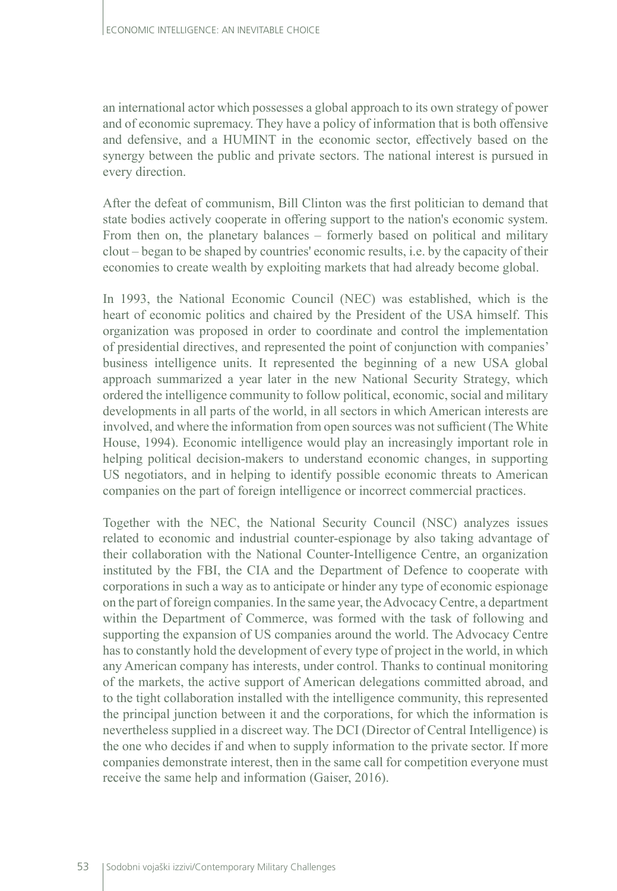an international actor which possesses a global approach to its own strategy of power and of economic supremacy. They have a policy of information that is both offensive and defensive, and a HUMINT in the economic sector, effectively based on the synergy between the public and private sectors. The national interest is pursued in every direction.

After the defeat of communism, Bill Clinton was the first politician to demand that state bodies actively cooperate in offering support to the nation's economic system. From then on, the planetary balances – formerly based on political and military clout – began to be shaped by countries' economic results, i.e. by the capacity of their economies to create wealth by exploiting markets that had already become global.

In 1993, the National Economic Council (NEC) was established, which is the heart of economic politics and chaired by the President of the USA himself. This organization was proposed in order to coordinate and control the implementation of presidential directives, and represented the point of conjunction with companies' business intelligence units. It represented the beginning of a new USA global approach summarized a year later in the new National Security Strategy, which ordered the intelligence community to follow political, economic, social and military developments in all parts of the world, in all sectors in which American interests are involved, and where the information from open sources was not sufficient (The White House, 1994). Economic intelligence would play an increasingly important role in helping political decision-makers to understand economic changes, in supporting US negotiators, and in helping to identify possible economic threats to American companies on the part of foreign intelligence or incorrect commercial practices.

Together with the NEC, the National Security Council (NSC) analyzes issues related to economic and industrial counter-espionage by also taking advantage of their collaboration with the National Counter-Intelligence Centre, an organization instituted by the FBI, the CIA and the Department of Defence to cooperate with corporations in such a way as to anticipate or hinder any type of economic espionage on the part of foreign companies. In the same year, the Advocacy Centre, a department within the Department of Commerce, was formed with the task of following and supporting the expansion of US companies around the world. The Advocacy Centre has to constantly hold the development of every type of project in the world, in which any American company has interests, under control. Thanks to continual monitoring of the markets, the active support of American delegations committed abroad, and to the tight collaboration installed with the intelligence community, this represented the principal junction between it and the corporations, for which the information is nevertheless supplied in a discreet way. The DCI (Director of Central Intelligence) is the one who decides if and when to supply information to the private sector. If more companies demonstrate interest, then in the same call for competition everyone must receive the same help and information (Gaiser, 2016).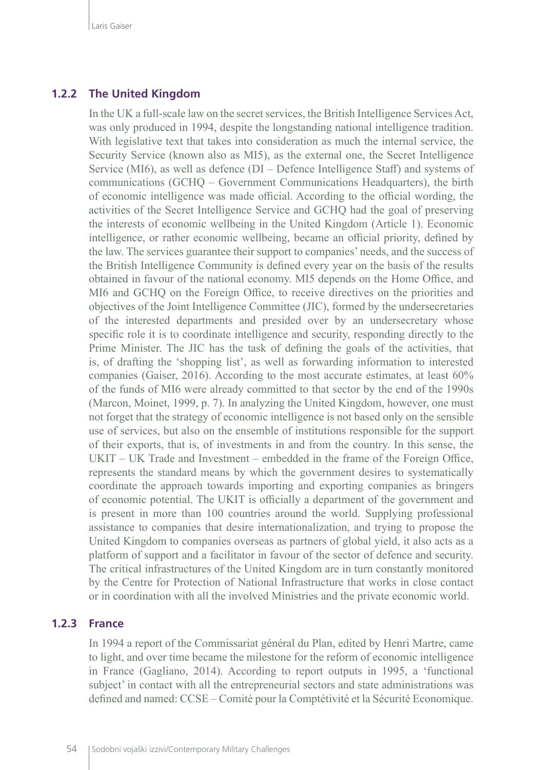### 1.2.2 The United Kingdom

In the UK a full-scale law on the secret services, the British Intelligence Services Act, was only produced in 1994, despite the longstanding national intelligence tradition. With legislative text that takes into consideration as much the internal service, the Security Service (known also as MI5), as the external one, the Secret Intelligence Service (MI6), as well as defence (DI – Defence Intelligence Staff) and systems of communications (GCHQ – Government Communications Headquarters), the birth of economic intelligence was made official. According to the official wording, the activities of the Secret Intelligence Service and GCHQ had the goal of preserving the interests of economic wellbeing in the United Kingdom (Article 1). Economic intelligence, or rather economic wellbeing, became an official priority, defined by the law. The services guarantee their support to companies' needs, and the success of the British Intelligence Community is defined every year on the basis of the results obtained in favour of the national economy. MI5 depends on the Home Office, and MI6 and GCHQ on the Foreign Office, to receive directives on the priorities and objectives of the Joint Intelligence Committee (JIC), formed by the undersecretaries of the interested departments and presided over by an undersecretary whose specific role it is to coordinate intelligence and security, responding directly to the Prime Minister. The JIC has the task of defining the goals of the activities, that is, of drafting the 'shopping list', as well as forwarding information to interested companies (Gaiser, 2016). According to the most accurate estimates, at least 60% of the funds of MI6 were already committed to that sector by the end of the 1990s (Marcon, Moinet, 1999, p. 7). In analyzing the United Kingdom, however, one must not forget that the strategy of economic intelligence is not based only on the sensible use of services, but also on the ensemble of institutions responsible for the support of their exports, that is, of investments in and from the country. In this sense, the UKIT – UK Trade and Investment – embedded in the frame of the Foreign Office, represents the standard means by which the government desires to systematically coordinate the approach towards importing and exporting companies as bringers of economic potential. The UKIT is officially a department of the government and is present in more than 100 countries around the world. Supplying professional assistance to companies that desire internationalization, and trying to propose the United Kingdom to companies overseas as partners of global yield, it also acts as a platform of support and a facilitator in favour of the sector of defence and security. The critical infrastructures of the United Kingdom are in turn constantly monitored by the Centre for Protection of National Infrastructure that works in close contact or in coordination with all the involved Ministries and the private economic world.

### 1.2.3 France

In 1994 a report of the Commissariat général du Plan, edited by Henri Martre, came to light, and over time became the milestone for the reform of economic intelligence in France (Gagliano, 2014). According to report outputs in 1995, a 'functional subject' in contact with all the entrepreneurial sectors and state administrations was defined and named: CCSE – Comité pour la Comptétivité et la Sécurité Economique.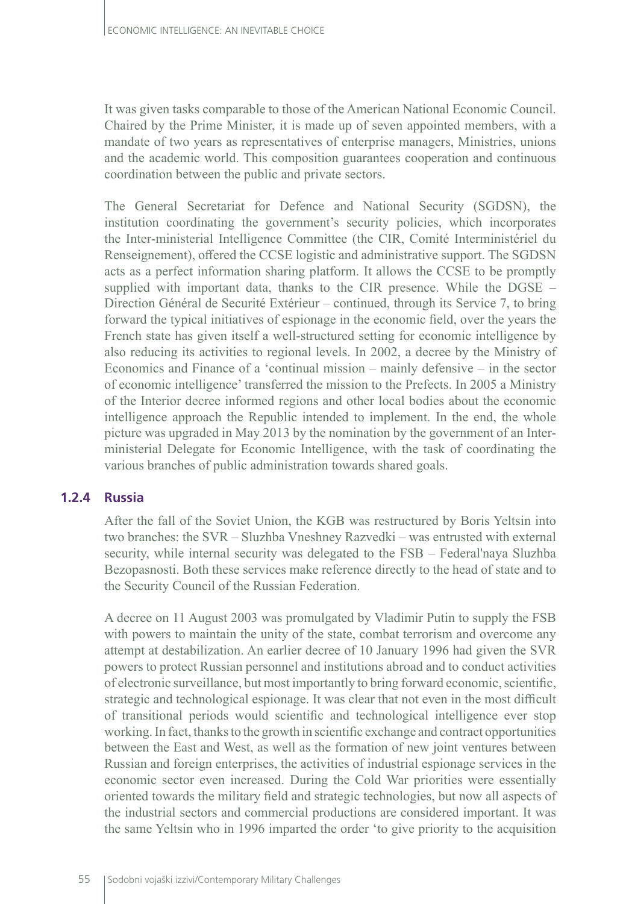It was given tasks comparable to those of the American National Economic Council. Chaired by the Prime Minister, it is made up of seven appointed members, with a mandate of two years as representatives of enterprise managers, Ministries, unions and the academic world. This composition guarantees cooperation and continuous coordination between the public and private sectors.

The General Secretariat for Defence and National Security (SGDSN), the institution coordinating the government's security policies, which incorporates the Inter-ministerial Intelligence Committee (the CIR, Comité Interministériel du Renseignement), offered the CCSE logistic and administrative support. The SGDSN acts as a perfect information sharing platform. It allows the CCSE to be promptly supplied with important data, thanks to the CIR presence. While the DGSE – Direction Général de Securité Extérieur – continued, through its Service 7, to bring forward the typical initiatives of espionage in the economic field, over the years the French state has given itself a well-structured setting for economic intelligence by also reducing its activities to regional levels. In 2002, a decree by the Ministry of Economics and Finance of a 'continual mission – mainly defensive – in the sector of economic intelligence' transferred the mission to the Prefects. In 2005 a Ministry of the Interior decree informed regions and other local bodies about the economic intelligence approach the Republic intended to implement. In the end, the whole picture was upgraded in May 2013 by the nomination by the government of an Inter-ministerial Delegate for Economic Intelligence, with the task of coordinating the various branches of public administration towards shared goals.

### 1.2.4 Russia

After the fall of the Soviet Union, the KGB was restructured by Boris Yeltsin into two branches: the SVR – Sluzhba Vneshney Razvedki – was entrusted with external security, while internal security was delegated to the FSB – Federal'naya Sluzhba Bezopasnosti. Both these services make reference directly to the head of state and to the Security Council of the Russian Federation.

A decree on 11 August 2003 was promulgated by Vladimir Putin to supply the FSB with powers to maintain the unity of the state, combat terrorism and overcome any attempt at destabilization. An earlier decree of 10 January 1996 had given the SVR powers to protect Russian personnel and institutions abroad and to conduct activities of electronic surveillance, but most importantly to bring forward economic, scientific, strategic and technological espionage. It was clear that not even in the most difficult of transitional periods would scientific and technological intelligence ever stop working. In fact, thanks to the growth in scientific exchange and contract opportunities between the East and West, as well as the formation of new joint ventures between Russian and foreign enterprises, the activities of industrial espionage services in the economic sector even increased. During the Cold War priorities were essentially oriented towards the military field and strategic technologies, but now all aspects of the industrial sectors and commercial productions are considered important. It was the same Yeltsin who in 1996 imparted the order 'to give priority to the acquisition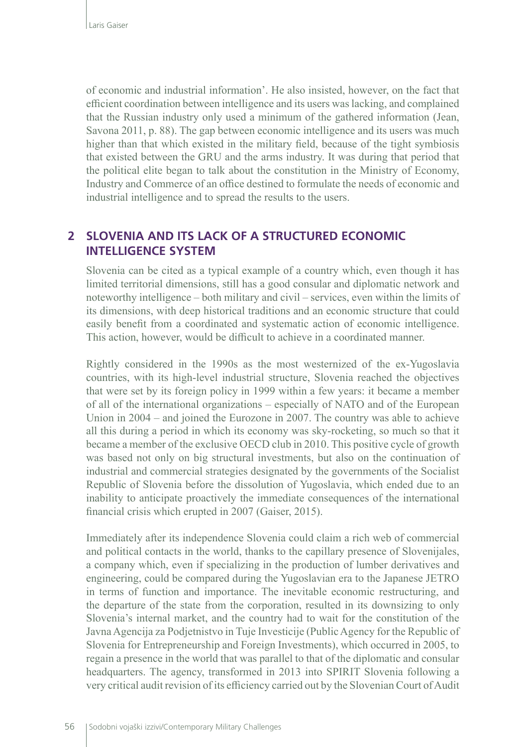of economic and industrial information'. He also insisted, however, on the fact that efficient coordination between intelligence and its users was lacking, and complained that the Russian industry only used a minimum of the gathered information (Jean, Savona 2011, p. 88). The gap between economic intelligence and its users was much higher than that which existed in the military field, because of the tight symbiosis that existed between the GRU and the arms industry. It was during that period that the political elite began to talk about the constitution in the Ministry of Economy, Industry and Commerce of an office destined to formulate the needs of economic and industrial intelligence and to spread the results to the users.

## 2 SLOVENIA AND ITS LACK OF A STRUCTURED ECONOMIC INTELLIGENCE SYSTEM

Slovenia can be cited as a typical example of a country which, even though it has limited territorial dimensions, still has a good consular and diplomatic network and noteworthy intelligence – both military and civil – services, even within the limits of its dimensions, with deep historical traditions and an economic structure that could easily benefit from a coordinated and systematic action of economic intelligence. This action, however, would be difficult to achieve in a coordinated manner.

Rightly considered in the 1990s as the most westernized of the ex-Yugoslavia countries, with its high-level industrial structure, Slovenia reached the objectives that were set by its foreign policy in 1999 within a few years: it became a member of all of the international organizations – especially of NATO and of the European Union in 2004 – and joined the Eurozone in 2007. The country was able to achieve all this during a period in which its economy was sky-rocketing, so much so that it became a member of the exclusive OECD club in 2010. This positive cycle of growth was based not only on big structural investments, but also on the continuation of industrial and commercial strategies designated by the governments of the Socialist Republic of Slovenia before the dissolution of Yugoslavia, which ended due to an inability to anticipate proactively the immediate consequences of the international financial crisis which erupted in 2007 (Gaiser, 2015).

Immediately after its independence Slovenia could claim a rich web of commercial and political contacts in the world, thanks to the capillary presence of Slovenijales, a company which, even if specializing in the production of lumber derivatives and engineering, could be compared during the Yugoslavian era to the Japanese JETRO in terms of function and importance. The inevitable economic restructuring, and the departure of the state from the corporation, resulted in its downsizing to only Slovenia's internal market, and the country had to wait for the constitution of the Javna Agencija za Podjetnistvo in Tuje Investicije (Public Agency for the Republic of Slovenia for Entrepreneurship and Foreign Investments), which occurred in 2005, to regain a presence in the world that was parallel to that of the diplomatic and consular headquarters. The agency, transformed in 2013 into SPIRIT Slovenia following a very critical audit revision of its efficiency carried out by the Slovenian Court of Audit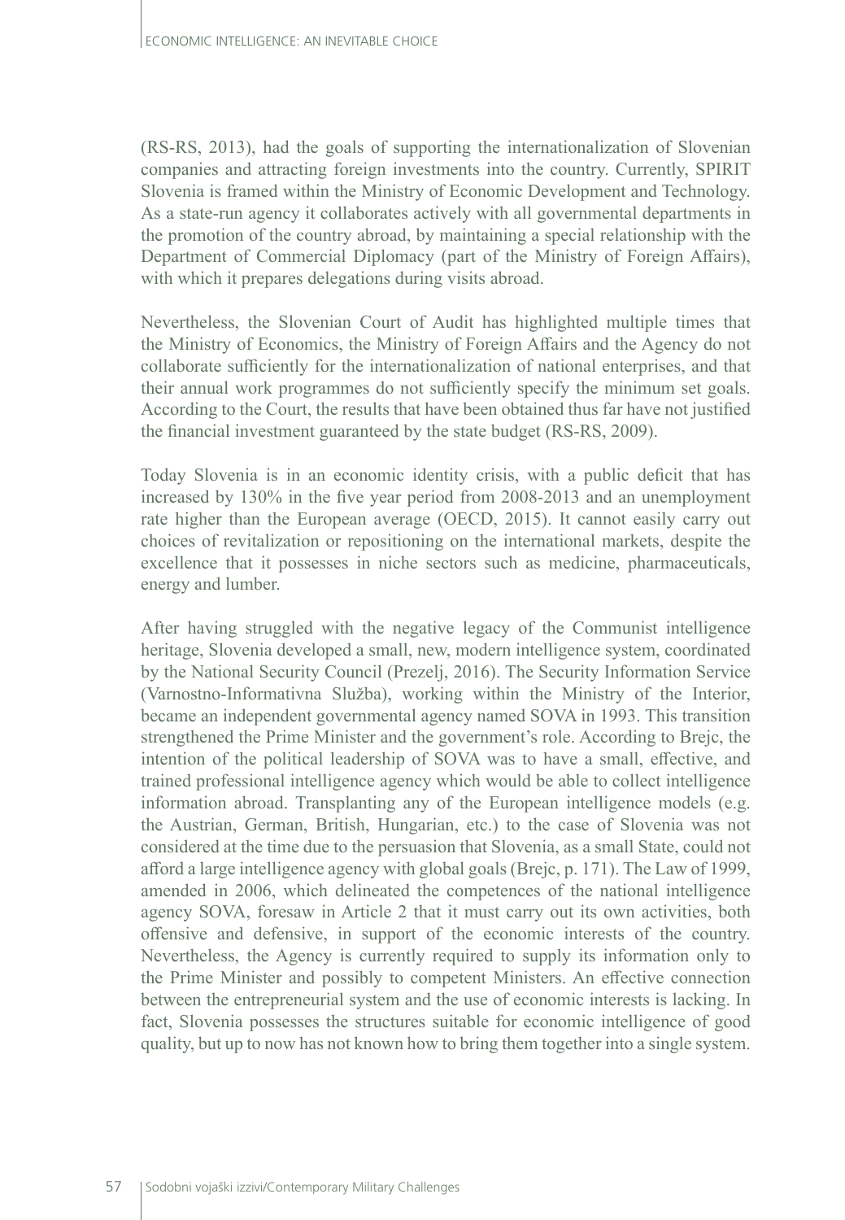(RS-RS, 2013), had the goals of supporting the internationalization of Slovenian companies and attracting foreign investments into the country. Currently, SPIRIT Slovenia is framed within the Ministry of Economic Development and Technology. As a state-run agency it collaborates actively with all governmental departments in the promotion of the country abroad, by maintaining a special relationship with the Department of Commercial Diplomacy (part of the Ministry of Foreign Affairs), with which it prepares delegations during visits abroad.

Nevertheless, the Slovenian Court of Audit has highlighted multiple times that the Ministry of Economics, the Ministry of Foreign Affairs and the Agency do not collaborate sufficiently for the internationalization of national enterprises, and that their annual work programmes do not sufficiently specify the minimum set goals. According to the Court, the results that have been obtained thus far have not justified the financial investment guaranteed by the state budget (RS-RS, 2009).

Today Slovenia is in an economic identity crisis, with a public deficit that has increased by 130% in the five year period from 2008-2013 and an unemployment rate higher than the European average (OECD, 2015). It cannot easily carry out choices of revitalization or repositioning on the international markets, despite the excellence that it possesses in niche sectors such as medicine, pharmaceuticals, energy and lumber.

After having struggled with the negative legacy of the Communist intelligence heritage, Slovenia developed a small, new, modern intelligence system, coordinated by the National Security Council (Prezelj, 2016). The Security Information Service (Varnostno-Informativna Služba), working within the Ministry of the Interior, became an independent governmental agency named SOVA in 1993. This transition strengthened the Prime Minister and the government's role. According to Brejc, the intention of the political leadership of SOVA was to have a small, effective, and trained professional intelligence agency which would be able to collect intelligence information abroad. Transplanting any of the European intelligence models (e.g. the Austrian, German, British, Hungarian, etc.) to the case of Slovenia was not considered at the time due to the persuasion that Slovenia, as a small State, could not afford a large intelligence agency with global goals (Brejc, p. 171). The Law of 1999, amended in 2006, which delineated the competences of the national intelligence agency SOVA, foresaw in Article 2 that it must carry out its own activities, both offensive and defensive, in support of the economic interests of the country. Nevertheless, the Agency is currently required to supply its information only to the Prime Minister and possibly to competent Ministers. An effective connection between the entrepreneurial system and the use of economic interests is lacking. In fact, Slovenia possesses the structures suitable for economic intelligence of good quality, but up to now has not known how to bring them together into a single system.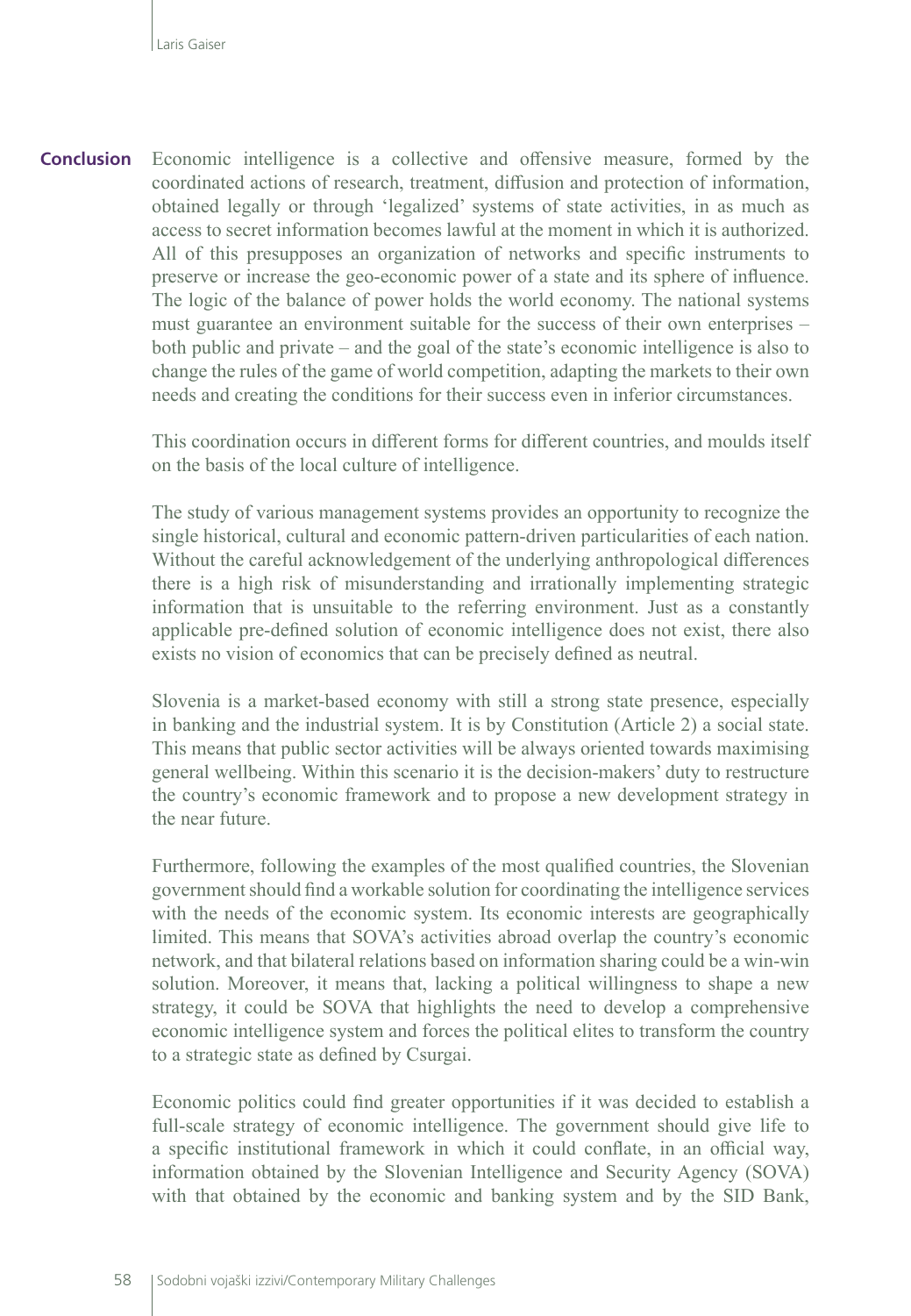## Conclusion

Economic intelligence is a collective and offensive measure, formed by the coordinated actions of research, treatment, diffusion and protection of information, obtained legally or through 'legalized' systems of state activities, in as much as access to secret information becomes lawful at the moment in which it is authorized. All of this presupposes an organization of networks and specific instruments to preserve or increase the geo-economic power of a state and its sphere of influence. The logic of the balance of power holds the world economy. The national systems must guarantee an environment suitable for the success of their own enterprises – both public and private – and the goal of the state's economic intelligence is also to change the rules of the game of world competition, adapting the markets to their own needs and creating the conditions for their success even in inferior circumstances.

This coordination occurs in different forms for different countries, and moulds itself on the basis of the local culture of intelligence.

The study of various management systems provides an opportunity to recognize the single historical, cultural and economic pattern-driven particularities of each nation. Without the careful acknowledgement of the underlying anthropological differences there is a high risk of misunderstanding and irrationally implementing strategic information that is unsuitable to the referring environment. Just as a constantly applicable pre-defined solution of economic intelligence does not exist, there also exists no vision of economics that can be precisely defined as neutral.

Slovenia is a market-based economy with still a strong state presence, especially in banking and the industrial system. It is by Constitution (Article 2) a social state. This means that public sector activities will be always oriented towards maximising general wellbeing. Within this scenario it is the decision-makers' duty to restructure the country's economic framework and to propose a new development strategy in the near future.

Furthermore, following the examples of the most qualified countries, the Slovenian government should find a workable solution for coordinating the intelligence services with the needs of the economic system. Its economic interests are geographically limited. This means that SOVA's activities abroad overlap the country's economic network, and that bilateral relations based on information sharing could be a win-win solution. Moreover, it means that, lacking a political willingness to shape a new strategy, it could be SOVA that highlights the need to develop a comprehensive economic intelligence system and forces the political elites to transform the country to a strategic state as defined by Csurgai.

Economic politics could find greater opportunities if it was decided to establish a full-scale strategy of economic intelligence. The government should give life to a specific institutional framework in which it could conflate, in an official way, information obtained by the Slovenian Intelligence and Security Agency (SOVA) with that obtained by the economic and banking system and by the SID Bank,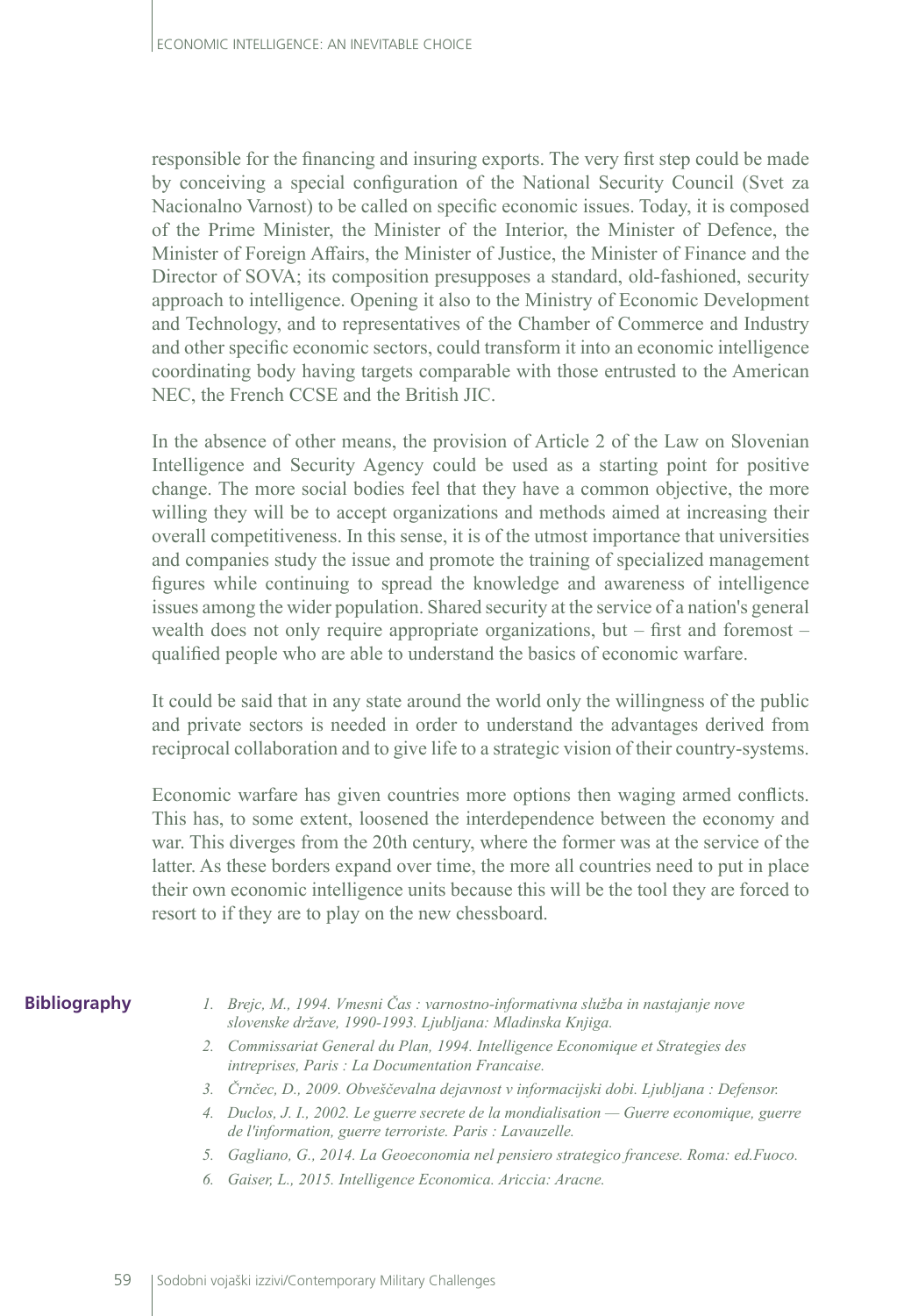responsible for the financing and insuring exports. The very first step could be made by conceiving a special configuration of the National Security Council (Svet za Nacionalno Varnost) to be called on specific economic issues. Today, it is composed of the Prime Minister, the Minister of the Interior, the Minister of Defence, the Minister of Foreign Affairs, the Minister of Justice, the Minister of Finance and the Director of SOVA; its composition presupposes a standard, old-fashioned, security approach to intelligence. Opening it also to the Ministry of Economic Development and Technology, and to representatives of the Chamber of Commerce and Industry and other specific economic sectors, could transform it into an economic intelligence coordinating body having targets comparable with those entrusted to the American NEC, the French CCSE and the British JIC.

In the absence of other means, the provision of Article 2 of the Law on Slovenian Intelligence and Security Agency could be used as a starting point for positive change. The more social bodies feel that they have a common objective, the more willing they will be to accept organizations and methods aimed at increasing their overall competitiveness. In this sense, it is of the utmost importance that universities and companies study the issue and promote the training of specialized management figures while continuing to spread the knowledge and awareness of intelligence issues among the wider population. Shared security at the service of a nation's general wealth does not only require appropriate organizations, but – first and foremost – qualified people who are able to understand the basics of economic warfare.

It could be said that in any state around the world only the willingness of the public and private sectors is needed in order to understand the advantages derived from reciprocal collaboration and to give life to a strategic vision of their country-systems.

Economic warfare has given countries more options then waging armed conflicts. This has, to some extent, loosened the interdependence between the economy and war. This diverges from the 20th century, where the former was at the service of the latter. As these borders expand over time, the more all countries need to put in place their own economic intelligence units because this will be the tool they are forced to resort to if they are to play on the new chessboard.

## Bibliography

1. *Brejc, M., 1994. Vmesni Čas : varnostno-informativna služba in nastajanje nove slovenske države, 1990-1993. Ljubljana: Mladinska Knjiga.*
2. *Commissariat General du Plan, 1994. Intelligence Economique et Strategies des intreprises, Paris : La Documentation Francaise.*
3. *Črnčec, D., 2009. Obveščevalna dejavnost v informacijski dobi. Ljubljana : Defensor.*
4. *Duclos, J. I., 2002. Le guerre secrete de la mondialisation — Guerre economique, guerre de l'information, guerre terroriste. Paris : Lavauzelle.*
5. *Gagliano, G., 2014. La Geoeconomia nel pensiero strategico francese. Roma: ed.Fuoco.*
6. *Gaiser, L., 2015. Intelligence Economica. Ariccia: Aracne.*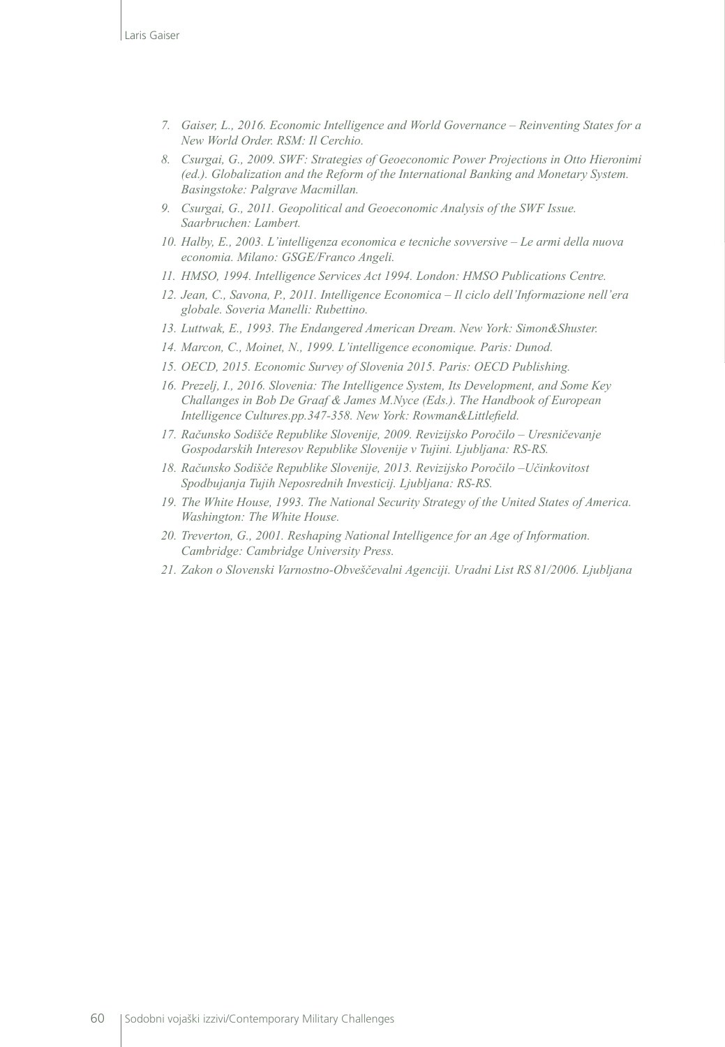7. *Gaiser, L., 2016. Economic Intelligence and World Governance – Reinventing States for a New World Order. RSM: Il Cerchio.*
8. *Csurgai, G., 2009. SWF: Strategies of Geoeconomic Power Projections in Otto Hieronimi (ed.). Globalization and the Reform of the International Banking and Monetary System. Basingstoke: Palgrave Macmillan.*
9. *Csurgai, G., 2011. Geopolitical and Geoeconomic Analysis of the SWF Issue. Saarbruchen: Lambert.*
10. *Halby, E., 2003. L'intelligenza economica e tecniche sovversive – Le armi della nuova economia. Milano: GSGE/Franco Angeli.*
11. *HMSO, 1994. Intelligence Services Act 1994. London: HMSO Publications Centre.*
12. *Jean, C., Savona, P., 2011. Intelligence Economica – Il ciclo dell'Informazione nell'era globale. Soveria Manelli: Rubettino.*
13. *Luttwak, E., 1993. The Endangered American Dream. New York: Simon&Shuster.*
14. *Marcon, C., Moinet, N., 1999. L'intelligence economique. Paris: Dunod.*
15. *OECD, 2015. Economic Survey of Slovenia 2015. Paris: OECD Publishing.*
16. *Prezelj, I., 2016. Slovenia: The Intelligence System, Its Development, and Some Key Challanges in Bob De Graaf & James M.Nyce (Eds.). The Handbook of European Intelligence Cultures.pp.347-358. New York: Rowman&Littlefield.*
17. *Računsko Sodišče Republike Slovenije, 2009. Revizijsko Poročilo – Uresničevanje Gospodarskih Interesov Republike Slovenije v Tujini. Ljubljana: RS-RS.*
18. *Računsko Sodišče Republike Slovenije, 2013. Revizijsko Poročilo –Učinkovitost Spodbujanja Tujih Neposrednih Investicij. Ljubljana: RS-RS.*
19. *The White House, 1993. The National Security Strategy of the United States of America. Washington: The White House.*
20. *Treverton, G., 2001. Reshaping National Intelligence for an Age of Information. Cambridge: Cambridge University Press.*
21. *Zakon o Slovenski Varnostno-Obveščevalni Agenciji. Uradni List RS 81/2006. Ljubljana*